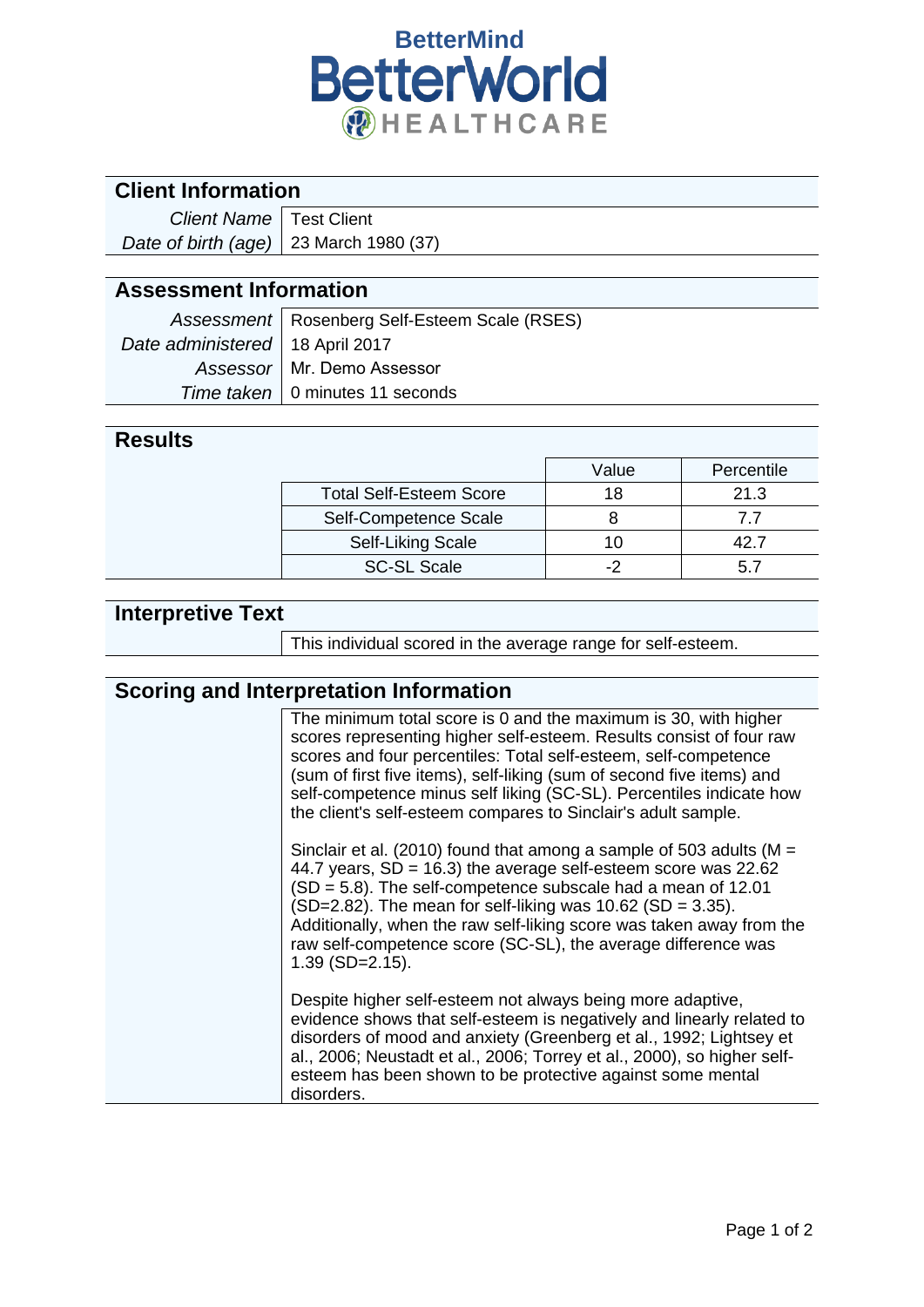BetterMind

BetterWorld

HEALTHCARE

## Client Information

| | |
|---|---|
| *Client Name* | Test Client |
| *Date of birth (age)* | 23 March 1980 (37) |

## Assessment Information

| | |
|---|---|
| *Assessment* | Rosenberg Self-Esteem Scale (RSES) |
| *Date administered* | 18 April 2017 |
| *Assessor* | Mr. Demo Assessor |
| *Time taken* | 0 minutes 11 seconds |

## Results

| | Value | Percentile |
|---|---|---|
| Total Self-Esteem Score | 18 | 21.3 |
| Self-Competence Scale | 8 | 7.7 |
| Self-Liking Scale | 10 | 42.7 |
| SC-SL Scale | -2 | 5.7 |

## Interpretive Text

This individual scored in the average range for self-esteem.

## Scoring and Interpretation Information

The minimum total score is 0 and the maximum is 30, with higher scores representing higher self-esteem. Results consist of four raw scores and four percentiles: Total self-esteem, self-competence (sum of first five items), self-liking (sum of second five items) and self-competence minus self liking (SC-SL). Percentiles indicate how the client's self-esteem compares to Sinclair's adult sample.

Sinclair et al. (2010) found that among a sample of 503 adults (M = 44.7 years, SD = 16.3) the average self-esteem score was 22.62 (SD = 5.8). The self-competence subscale had a mean of 12.01 (SD=2.82). The mean for self-liking was 10.62 (SD = 3.35). Additionally, when the raw self-liking score was taken away from the raw self-competence score (SC-SL), the average difference was 1.39 (SD=2.15).

Despite higher self-esteem not always being more adaptive, evidence shows that self-esteem is negatively and linearly related to disorders of mood and anxiety (Greenberg et al., 1992; Lightsey et al., 2006; Neustadt et al., 2006; Torrey et al., 2000), so higher self-esteem has been shown to be protective against some mental disorders.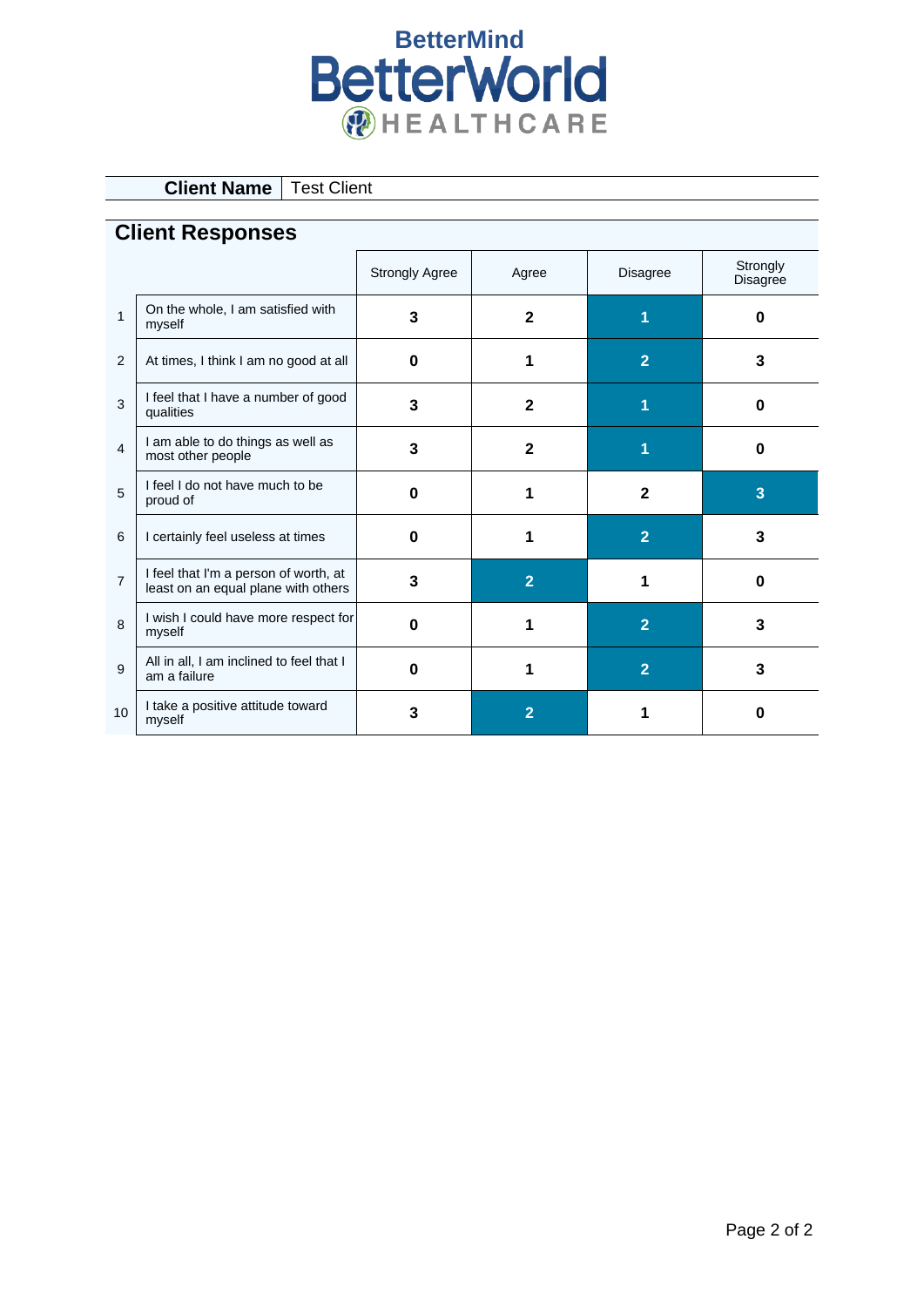BetterMind
BetterWorld
HEALTHCARE

| **Client Name** | Test Client |
|---|---|

## Client Responses

| | | Strongly Agree | Agree | Disagree | Strongly Disagree |
|---|---|---|---|---|---|
| 1 | On the whole, I am satisfied with myself | 3 | 2 | 1 | 0 |
| 2 | At times, I think I am no good at all | 0 | 1 | 2 | 3 |
| 3 | I feel that I have a number of good qualities | 3 | 2 | 1 | 0 |
| 4 | I am able to do things as well as most other people | 3 | 2 | 1 | 0 |
| 5 | I feel I do not have much to be proud of | 0 | 1 | 2 | 3 |
| 6 | I certainly feel useless at times | 0 | 1 | 2 | 3 |
| 7 | I feel that I'm a person of worth, at least on an equal plane with others | 3 | 2 | 1 | 0 |
| 8 | I wish I could have more respect for myself | 0 | 1 | 2 | 3 |
| 9 | All in all, I am inclined to feel that I am a failure | 0 | 1 | 2 | 3 |
| 10 | I take a positive attitude toward myself | 3 | 2 | 1 | 0 |